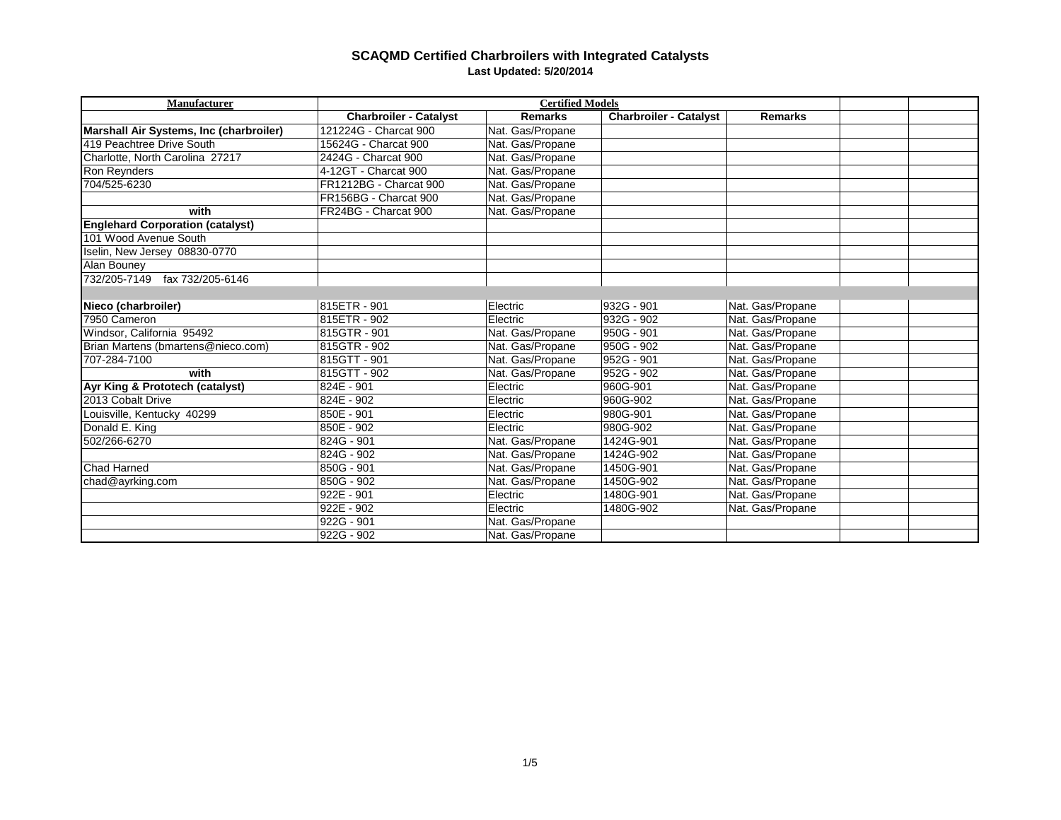## SCAQMD Certified Charbroilers with Integrated Catalysts

**Last Updated: 5/20/2014**

| Manufacturer | Certified Models | | | | | |
|---|---|---|---|---|---|---|
| | **Charbroiler - Catalyst** | **Remarks** | **Charbroiler - Catalyst** | **Remarks** | | |
| **Marshall Air Systems, Inc (charbroiler)** | 121224G - Charcat 900 | Nat. Gas/Propane | | | | |
| 419 Peachtree Drive South | 15624G - Charcat 900 | Nat. Gas/Propane | | | | |
| Charlotte, North Carolina 27217 | 2424G - Charcat 900 | Nat. Gas/Propane | | | | |
| Ron Reynders | 4-12GT - Charcat 900 | Nat. Gas/Propane | | | | |
| 704/525-6230 | FR1212BG - Charcat 900 | Nat. Gas/Propane | | | | |
| | FR156BG - Charcat 900 | Nat. Gas/Propane | | | | |
| **with** | FR24BG - Charcat 900 | Nat. Gas/Propane | | | | |
| **Englehard Corporation (catalyst)** | | | | | | |
| 101 Wood Avenue South | | | | | | |
| Iselin, New Jersey 08830-0770 | | | | | | |
| Alan Bouney | | | | | | |
| 732/205-7149 fax 732/205-6146 | | | | | | |
| | | | | | | |
| **Nieco (charbroiler)** | 815ETR - 901 | Electric | 932G - 901 | Nat. Gas/Propane | | |
| 7950 Cameron | 815ETR - 902 | Electric | 932G - 902 | Nat. Gas/Propane | | |
| Windsor, California 95492 | 815GTR - 901 | Nat. Gas/Propane | 950G - 901 | Nat. Gas/Propane | | |
| Brian Martens (bmartens@nieco.com) | 815GTR - 902 | Nat. Gas/Propane | 950G - 902 | Nat. Gas/Propane | | |
| 707-284-7100 | 815GTT - 901 | Nat. Gas/Propane | 952G - 901 | Nat. Gas/Propane | | |
| **with** | 815GTT - 902 | Nat. Gas/Propane | 952G - 902 | Nat. Gas/Propane | | |
| **Ayr King & Prototech (catalyst)** | 824E - 901 | Electric | 960G-901 | Nat. Gas/Propane | | |
| 2013 Cobalt Drive | 824E - 902 | Electric | 960G-902 | Nat. Gas/Propane | | |
| Louisville, Kentucky 40299 | 850E - 901 | Electric | 980G-901 | Nat. Gas/Propane | | |
| Donald E. King | 850E - 902 | Electric | 980G-902 | Nat. Gas/Propane | | |
| 502/266-6270 | 824G - 901 | Nat. Gas/Propane | 1424G-901 | Nat. Gas/Propane | | |
| | 824G - 902 | Nat. Gas/Propane | 1424G-902 | Nat. Gas/Propane | | |
| Chad Harned | 850G - 901 | Nat. Gas/Propane | 1450G-901 | Nat. Gas/Propane | | |
| chad@ayrking.com | 850G - 902 | Nat. Gas/Propane | 1450G-902 | Nat. Gas/Propane | | |
| | 922E - 901 | Electric | 1480G-901 | Nat. Gas/Propane | | |
| | 922E - 902 | Electric | 1480G-902 | Nat. Gas/Propane | | |
| | 922G - 901 | Nat. Gas/Propane | | | | |
| | 922G - 902 | Nat. Gas/Propane | | | | |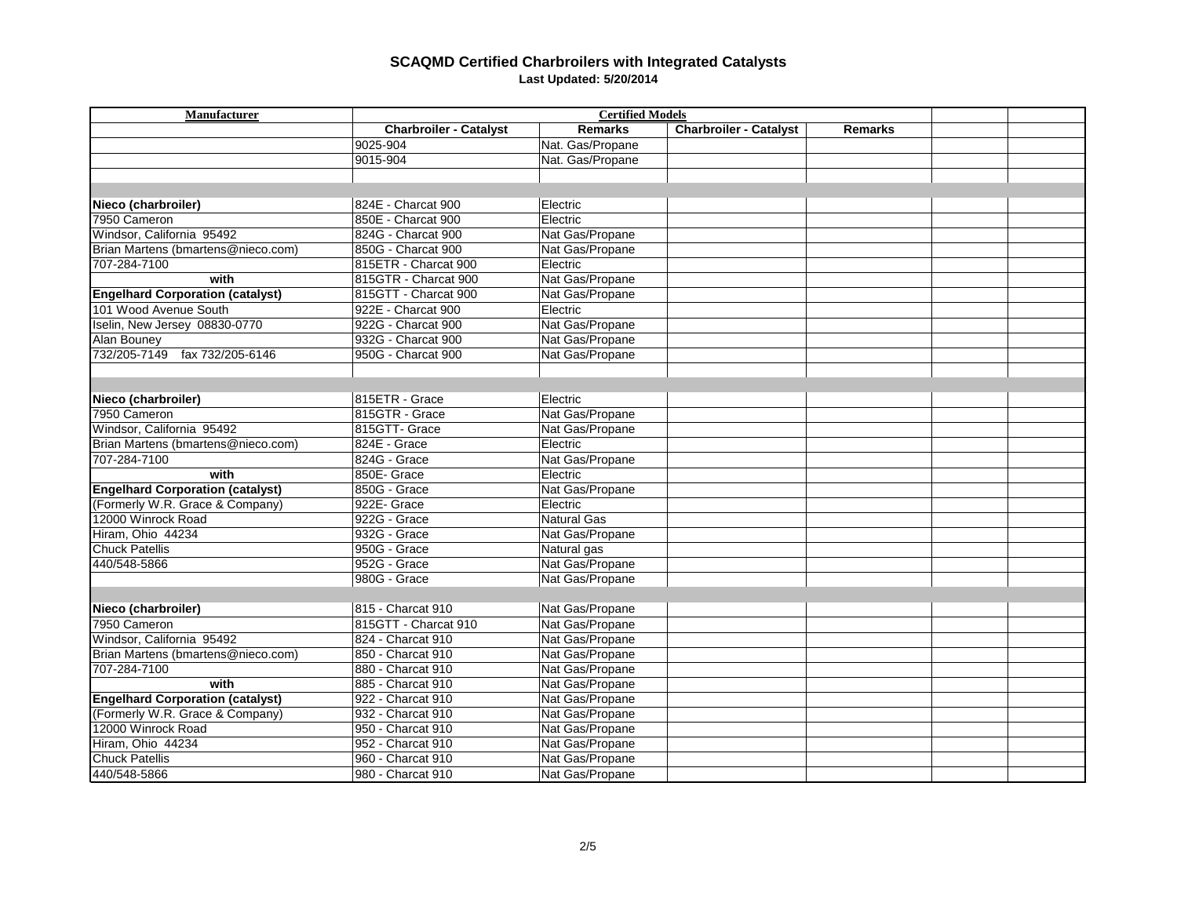# SCAQMD Certified Charbroilers with Integrated Catalysts

**Last Updated: 5/20/2014**

| Manufacturer | Certified Models | | | | | |
|---|---|---|---|---|---|---|
| | **Charbroiler - Catalyst** | **Remarks** | **Charbroiler - Catalyst** | **Remarks** | | |
| | 9025-904 | Nat. Gas/Propane | | | | |
| | 9015-904 | Nat. Gas/Propane | | | | |
| | | | | | | |
| | | | | | | |
| **Nieco (charbroiler)** | 824E - Charcat 900 | Electric | | | | |
| 7950 Cameron | 850E - Charcat 900 | Electric | | | | |
| Windsor, California 95492 | 824G - Charcat 900 | Nat Gas/Propane | | | | |
| Brian Martens (bmartens@nieco.com) | 850G - Charcat 900 | Nat Gas/Propane | | | | |
| 707-284-7100 | 815ETR - Charcat 900 | Electric | | | | |
| **with** | 815GTR - Charcat 900 | Nat Gas/Propane | | | | |
| **Engelhard Corporation (catalyst)** | 815GTT - Charcat 900 | Nat Gas/Propane | | | | |
| 101 Wood Avenue South | 922E - Charcat 900 | Electric | | | | |
| Iselin, New Jersey 08830-0770 | 922G - Charcat 900 | Nat Gas/Propane | | | | |
| Alan Bouney | 932G - Charcat 900 | Nat Gas/Propane | | | | |
| 732/205-7149 fax 732/205-6146 | 950G - Charcat 900 | Nat Gas/Propane | | | | |
| | | | | | | |
| | | | | | | |
| **Nieco (charbroiler)** | 815ETR - Grace | Electric | | | | |
| 7950 Cameron | 815GTR - Grace | Nat Gas/Propane | | | | |
| Windsor, California 95492 | 815GTT- Grace | Nat Gas/Propane | | | | |
| Brian Martens (bmartens@nieco.com) | 824E - Grace | Electric | | | | |
| 707-284-7100 | 824G - Grace | Nat Gas/Propane | | | | |
| **with** | 850E- Grace | Electric | | | | |
| **Engelhard Corporation (catalyst)** | 850G - Grace | Nat Gas/Propane | | | | |
| (Formerly W.R. Grace & Company) | 922E- Grace | Electric | | | | |
| 12000 Winrock Road | 922G - Grace | Natural Gas | | | | |
| Hiram, Ohio 44234 | 932G - Grace | Nat Gas/Propane | | | | |
| Chuck Patellis | 950G - Grace | Natural gas | | | | |
| 440/548-5866 | 952G - Grace | Nat Gas/Propane | | | | |
| | 980G - Grace | Nat Gas/Propane | | | | |
| | | | | | | |
| **Nieco (charbroiler)** | 815 - Charcat 910 | Nat Gas/Propane | | | | |
| 7950 Cameron | 815GTT - Charcat 910 | Nat Gas/Propane | | | | |
| Windsor, California 95492 | 824 - Charcat 910 | Nat Gas/Propane | | | | |
| Brian Martens (bmartens@nieco.com) | 850 - Charcat 910 | Nat Gas/Propane | | | | |
| 707-284-7100 | 880 - Charcat 910 | Nat Gas/Propane | | | | |
| **with** | 885 - Charcat 910 | Nat Gas/Propane | | | | |
| **Engelhard Corporation (catalyst)** | 922 - Charcat 910 | Nat Gas/Propane | | | | |
| (Formerly W.R. Grace & Company) | 932 - Charcat 910 | Nat Gas/Propane | | | | |
| 12000 Winrock Road | 950 - Charcat 910 | Nat Gas/Propane | | | | |
| Hiram, Ohio 44234 | 952 - Charcat 910 | Nat Gas/Propane | | | | |
| Chuck Patellis | 960 - Charcat 910 | Nat Gas/Propane | | | | |
| 440/548-5866 | 980 - Charcat 910 | Nat Gas/Propane | | | | |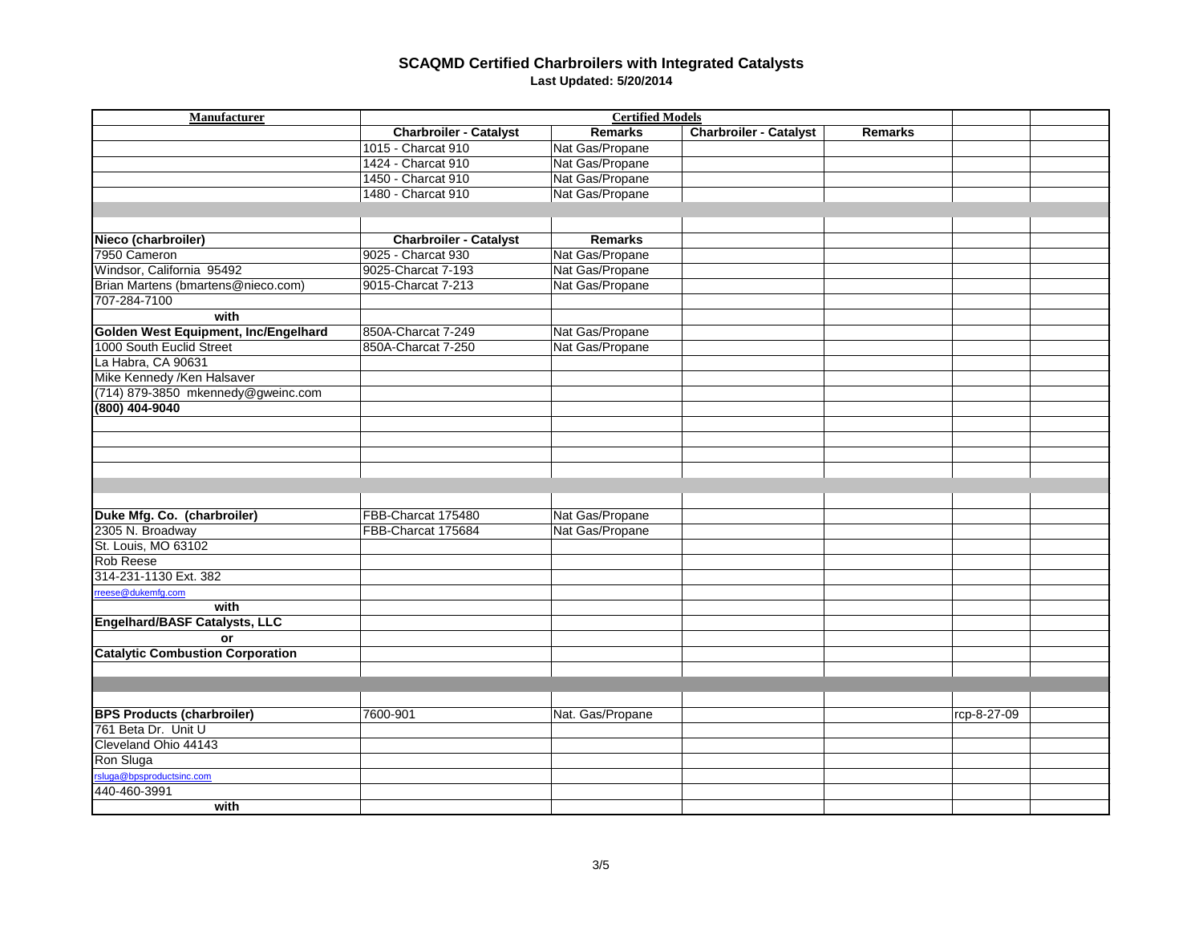# SCAQMD Certified Charbroilers with Integrated Catalysts

**Last Updated: 5/20/2014**

| Manufacturer | Certified Models | | | | | |
|---|---|---|---|---|---|---|
| | **Charbroiler - Catalyst** | **Remarks** | **Charbroiler - Catalyst** | **Remarks** | | |
| | 1015 - Charcat 910 | Nat Gas/Propane | | | | |
| | 1424 - Charcat 910 | Nat Gas/Propane | | | | |
| | 1450 - Charcat 910 | Nat Gas/Propane | | | | |
| | 1480 - Charcat 910 | Nat Gas/Propane | | | | |
| | | | | | | |
| | | | | | | |
| **Nieco (charbroiler)** | **Charbroiler - Catalyst** | **Remarks** | | | | |
| 7950 Cameron | 9025 - Charcat 930 | Nat Gas/Propane | | | | |
| Windsor, California 95492 | 9025-Charcat 7-193 | Nat Gas/Propane | | | | |
| Brian Martens (bmartens@nieco.com) | 9015-Charcat 7-213 | Nat Gas/Propane | | | | |
| 707-284-7100 | | | | | | |
| **with** | | | | | | |
| **Golden West Equipment, Inc/Engelhard** | 850A-Charcat 7-249 | Nat Gas/Propane | | | | |
| 1000 South Euclid Street | 850A-Charcat 7-250 | Nat Gas/Propane | | | | |
| La Habra, CA 90631 | | | | | | |
| Mike Kennedy /Ken Halsaver | | | | | | |
| (714) 879-3850 mkennedy@gweinc.com | | | | | | |
| **(800) 404-9040** | | | | | | |
| | | | | | | |
| | | | | | | |
| | | | | | | |
| | | | | | | |
| | | | | | | |
| | | | | | | |
| **Duke Mfg. Co. (charbroiler)** | FBB-Charcat 175480 | Nat Gas/Propane | | | | |
| 2305 N. Broadway | FBB-Charcat 175684 | Nat Gas/Propane | | | | |
| St. Louis, MO 63102 | | | | | | |
| Rob Reese | | | | | | |
| 314-231-1130 Ext. 382 | | | | | | |
| rreese@dukemfg.com | | | | | | |
| **with** | | | | | | |
| **Engelhard/BASF Catalysts, LLC** | | | | | | |
| **or** | | | | | | |
| **Catalytic Combustion Corporation** | | | | | | |
| | | | | | | |
| | | | | | | |
| | | | | | | |
| **BPS Products (charbroiler)** | 7600-901 | Nat. Gas/Propane | | | rcp-8-27-09 | |
| 761 Beta Dr. Unit U | | | | | | |
| Cleveland Ohio 44143 | | | | | | |
| Ron Sluga | | | | | | |
| rsluga@bpsproductsinc.com | | | | | | |
| 440-460-3991 | | | | | | |
| **with** | | | | | | |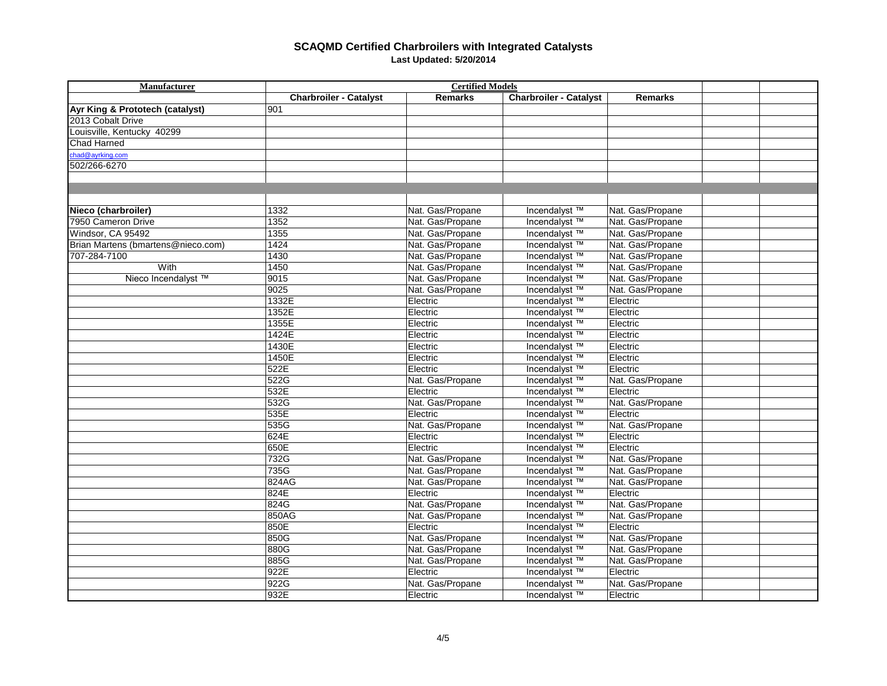# SCAQMD Certified Charbroilers with Integrated Catalysts

**Last Updated: 5/20/2014**

| Manufacturer | Certified Models | | | | | |
|---|---|---|---|---|---|---|
| | **Charbroiler - Catalyst** | **Remarks** | **Charbroiler - Catalyst** | **Remarks** | | |
| **Ayr King & Prototech (catalyst)** | 901 | | | | | |
| 2013 Cobalt Drive | | | | | | |
| Louisville, Kentucky 40299 | | | | | | |
| Chad Harned | | | | | | |
| chad@ayrking.com | | | | | | |
| 502/266-6270 | | | | | | |
| | | | | | | |
| | | | | | | |
| | | | | | | |
| **Nieco (charbroiler)** | 1332 | Nat. Gas/Propane | Incendalyst ™ | Nat. Gas/Propane | | |
| 7950 Cameron Drive | 1352 | Nat. Gas/Propane | Incendalyst ™ | Nat. Gas/Propane | | |
| Windsor, CA 95492 | 1355 | Nat. Gas/Propane | Incendalyst ™ | Nat. Gas/Propane | | |
| Brian Martens (bmartens@nieco.com) | 1424 | Nat. Gas/Propane | Incendalyst ™ | Nat. Gas/Propane | | |
| 707-284-7100 | 1430 | Nat. Gas/Propane | Incendalyst ™ | Nat. Gas/Propane | | |
| With | 1450 | Nat. Gas/Propane | Incendalyst ™ | Nat. Gas/Propane | | |
| Nieco Incendalyst ™ | 9015 | Nat. Gas/Propane | Incendalyst ™ | Nat. Gas/Propane | | |
| | 9025 | Nat. Gas/Propane | Incendalyst ™ | Nat. Gas/Propane | | |
| | 1332E | Electric | Incendalyst ™ | Electric | | |
| | 1352E | Electric | Incendalyst ™ | Electric | | |
| | 1355E | Electric | Incendalyst ™ | Electric | | |
| | 1424E | Electric | Incendalyst ™ | Electric | | |
| | 1430E | Electric | Incendalyst ™ | Electric | | |
| | 1450E | Electric | Incendalyst ™ | Electric | | |
| | 522E | Electric | Incendalyst ™ | Electric | | |
| | 522G | Nat. Gas/Propane | Incendalyst ™ | Nat. Gas/Propane | | |
| | 532E | Electric | Incendalyst ™ | Electric | | |
| | 532G | Nat. Gas/Propane | Incendalyst ™ | Nat. Gas/Propane | | |
| | 535E | Electric | Incendalyst ™ | Electric | | |
| | 535G | Nat. Gas/Propane | Incendalyst ™ | Nat. Gas/Propane | | |
| | 624E | Electric | Incendalyst ™ | Electric | | |
| | 650E | Electric | Incendalyst ™ | Electric | | |
| | 732G | Nat. Gas/Propane | Incendalyst ™ | Nat. Gas/Propane | | |
| | 735G | Nat. Gas/Propane | Incendalyst ™ | Nat. Gas/Propane | | |
| | 824AG | Nat. Gas/Propane | Incendalyst ™ | Nat. Gas/Propane | | |
| | 824E | Electric | Incendalyst ™ | Electric | | |
| | 824G | Nat. Gas/Propane | Incendalyst ™ | Nat. Gas/Propane | | |
| | 850AG | Nat. Gas/Propane | Incendalyst ™ | Nat. Gas/Propane | | |
| | 850E | Electric | Incendalyst ™ | Electric | | |
| | 850G | Nat. Gas/Propane | Incendalyst ™ | Nat. Gas/Propane | | |
| | 880G | Nat. Gas/Propane | Incendalyst ™ | Nat. Gas/Propane | | |
| | 885G | Nat. Gas/Propane | Incendalyst ™ | Nat. Gas/Propane | | |
| | 922E | Electric | Incendalyst ™ | Electric | | |
| | 922G | Nat. Gas/Propane | Incendalyst ™ | Nat. Gas/Propane | | |
| | 932E | Electric | Incendalyst ™ | Electric | | |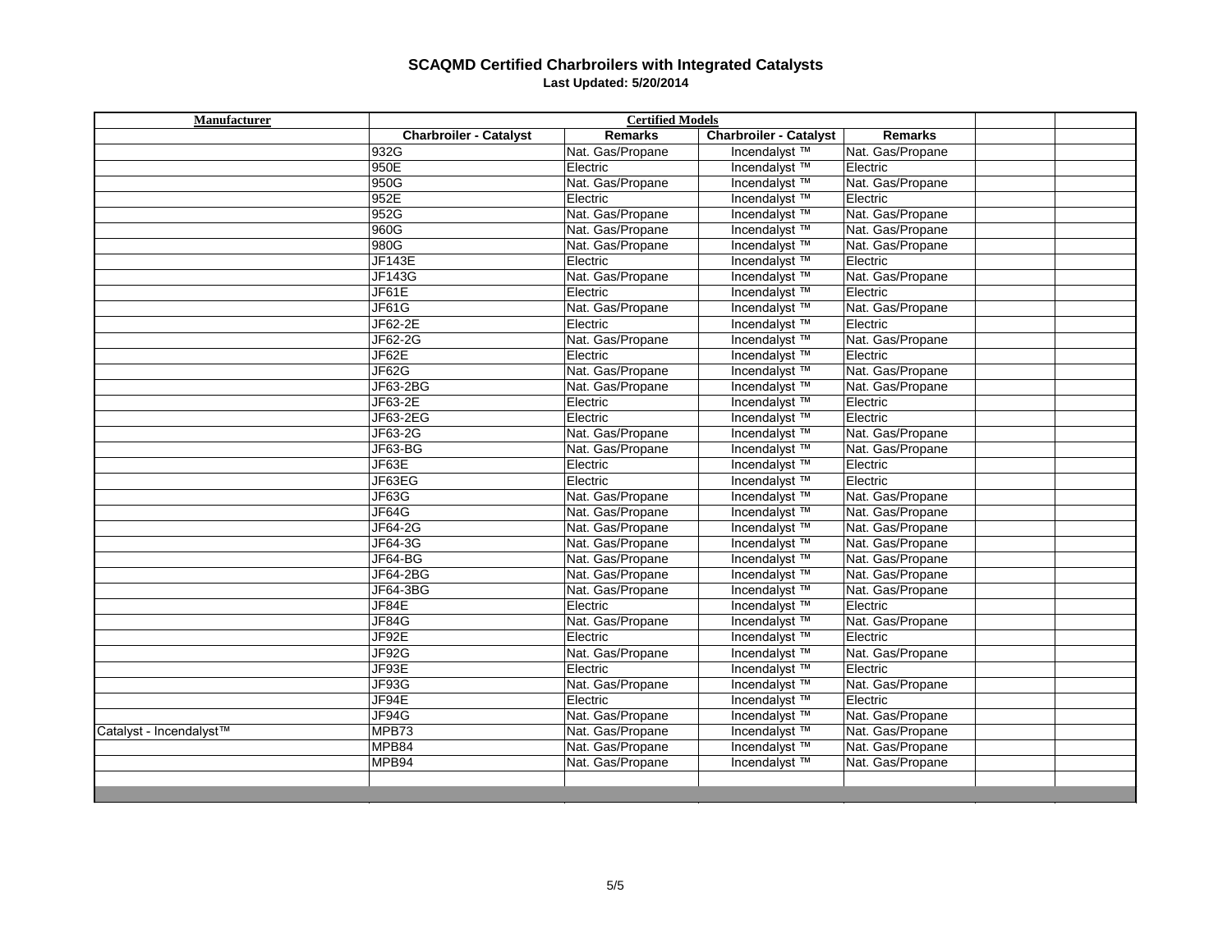## SCAQMD Certified Charbroilers with Integrated Catalysts

**Last Updated: 5/20/2014**

| Manufacturer | Certified Models | | | | | |
|---|---|---|---|---|---|---|
| | **Charbroiler - Catalyst** | **Remarks** | **Charbroiler - Catalyst** | **Remarks** | | |
| | 932G | Nat. Gas/Propane | Incendalyst ™ | Nat. Gas/Propane | | |
| | 950E | Electric | Incendalyst ™ | Electric | | |
| | 950G | Nat. Gas/Propane | Incendalyst ™ | Nat. Gas/Propane | | |
| | 952E | Electric | Incendalyst ™ | Electric | | |
| | 952G | Nat. Gas/Propane | Incendalyst ™ | Nat. Gas/Propane | | |
| | 960G | Nat. Gas/Propane | Incendalyst ™ | Nat. Gas/Propane | | |
| | 980G | Nat. Gas/Propane | Incendalyst ™ | Nat. Gas/Propane | | |
| | JF143E | Electric | Incendalyst ™ | Electric | | |
| | JF143G | Nat. Gas/Propane | Incendalyst ™ | Nat. Gas/Propane | | |
| | JF61E | Electric | Incendalyst ™ | Electric | | |
| | JF61G | Nat. Gas/Propane | Incendalyst ™ | Nat. Gas/Propane | | |
| | JF62-2E | Electric | Incendalyst ™ | Electric | | |
| | JF62-2G | Nat. Gas/Propane | Incendalyst ™ | Nat. Gas/Propane | | |
| | JF62E | Electric | Incendalyst ™ | Electric | | |
| | JF62G | Nat. Gas/Propane | Incendalyst ™ | Nat. Gas/Propane | | |
| | JF63-2BG | Nat. Gas/Propane | Incendalyst ™ | Nat. Gas/Propane | | |
| | JF63-2E | Electric | Incendalyst ™ | Electric | | |
| | JF63-2EG | Electric | Incendalyst ™ | Electric | | |
| | JF63-2G | Nat. Gas/Propane | Incendalyst ™ | Nat. Gas/Propane | | |
| | JF63-BG | Nat. Gas/Propane | Incendalyst ™ | Nat. Gas/Propane | | |
| | JF63E | Electric | Incendalyst ™ | Electric | | |
| | JF63EG | Electric | Incendalyst ™ | Electric | | |
| | JF63G | Nat. Gas/Propane | Incendalyst ™ | Nat. Gas/Propane | | |
| | JF64G | Nat. Gas/Propane | Incendalyst ™ | Nat. Gas/Propane | | |
| | JF64-2G | Nat. Gas/Propane | Incendalyst ™ | Nat. Gas/Propane | | |
| | JF64-3G | Nat. Gas/Propane | Incendalyst ™ | Nat. Gas/Propane | | |
| | JF64-BG | Nat. Gas/Propane | Incendalyst ™ | Nat. Gas/Propane | | |
| | JF64-2BG | Nat. Gas/Propane | Incendalyst ™ | Nat. Gas/Propane | | |
| | JF64-3BG | Nat. Gas/Propane | Incendalyst ™ | Nat. Gas/Propane | | |
| | JF84E | Electric | Incendalyst ™ | Electric | | |
| | JF84G | Nat. Gas/Propane | Incendalyst ™ | Nat. Gas/Propane | | |
| | JF92E | Electric | Incendalyst ™ | Electric | | |
| | JF92G | Nat. Gas/Propane | Incendalyst ™ | Nat. Gas/Propane | | |
| | JF93E | Electric | Incendalyst ™ | Electric | | |
| | JF93G | Nat. Gas/Propane | Incendalyst ™ | Nat. Gas/Propane | | |
| | JF94E | Electric | Incendalyst ™ | Electric | | |
| | JF94G | Nat. Gas/Propane | Incendalyst ™ | Nat. Gas/Propane | | |
| Catalyst - Incendalyst™ | MPB73 | Nat. Gas/Propane | Incendalyst ™ | Nat. Gas/Propane | | |
| | MPB84 | Nat. Gas/Propane | Incendalyst ™ | Nat. Gas/Propane | | |
| | MPB94 | Nat. Gas/Propane | Incendalyst ™ | Nat. Gas/Propane | | |